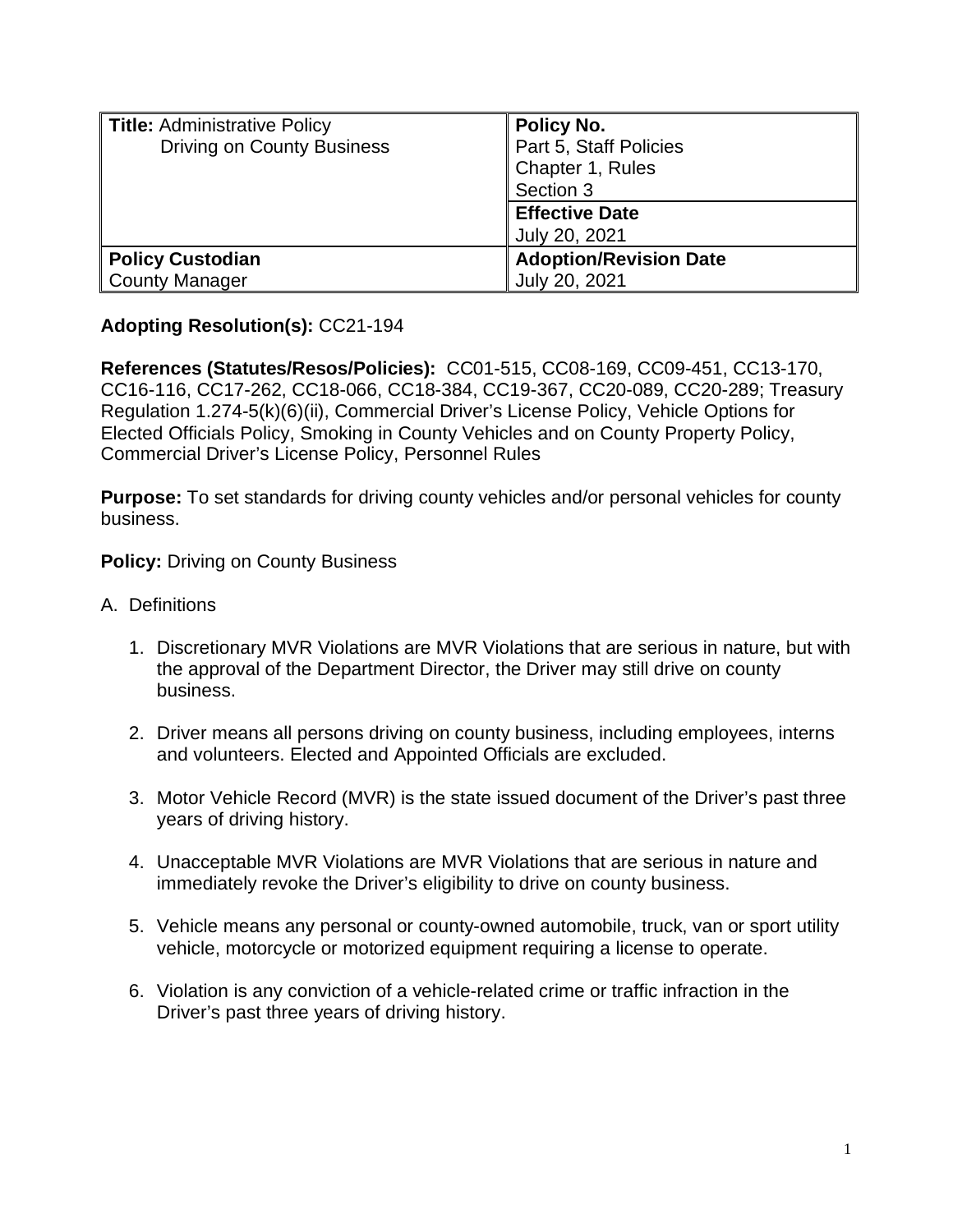| **Title:** Administrative Policy<br>Driving on County Business | **Policy No.**<br>Part 5, Staff Policies<br>Chapter 1, Rules<br>Section 3 |
|---|---|
| | **Effective Date**<br>July 20, 2021 |
| **Policy Custodian**<br>County Manager | **Adoption/Revision Date**<br>July 20, 2021 |

**Adopting Resolution(s):** CC21-194

**References (Statutes/Resos/Policies):** CC01-515, CC08-169, CC09-451, CC13-170, CC16-116, CC17-262, CC18-066, CC18-384, CC19-367, CC20-089, CC20-289; Treasury Regulation 1.274-5(k)(6)(ii), Commercial Driver's License Policy, Vehicle Options for Elected Officials Policy, Smoking in County Vehicles and on County Property Policy, Commercial Driver's License Policy, Personnel Rules

**Purpose:** To set standards for driving county vehicles and/or personal vehicles for county business.

**Policy:** Driving on County Business

A. Definitions

1. Discretionary MVR Violations are MVR Violations that are serious in nature, but with the approval of the Department Director, the Driver may still drive on county business.

2. Driver means all persons driving on county business, including employees, interns and volunteers. Elected and Appointed Officials are excluded.

3. Motor Vehicle Record (MVR) is the state issued document of the Driver's past three years of driving history.

4. Unacceptable MVR Violations are MVR Violations that are serious in nature and immediately revoke the Driver's eligibility to drive on county business.

5. Vehicle means any personal or county-owned automobile, truck, van or sport utility vehicle, motorcycle or motorized equipment requiring a license to operate.

6. Violation is any conviction of a vehicle-related crime or traffic infraction in the Driver's past three years of driving history.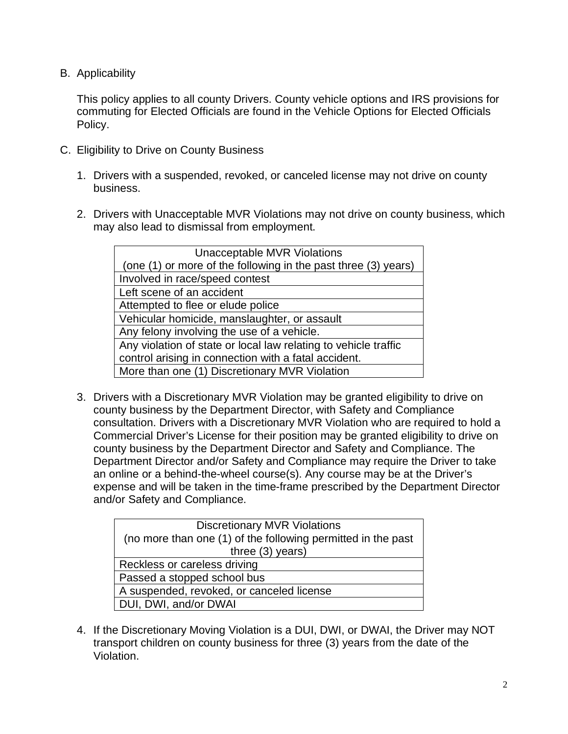B. Applicability

   This policy applies to all county Drivers. County vehicle options and IRS provisions for commuting for Elected Officials are found in the Vehicle Options for Elected Officials Policy.

C. Eligibility to Drive on County Business

   1. Drivers with a suspended, revoked, or canceled license may not drive on county business.

   2. Drivers with Unacceptable MVR Violations may not drive on county business, which may also lead to dismissal from employment.

| Unacceptable MVR Violations (one (1) or more of the following in the past three (3) years) |
|---|
| Involved in race/speed contest |
| Left scene of an accident |
| Attempted to flee or elude police |
| Vehicular homicide, manslaughter, or assault |
| Any felony involving the use of a vehicle. |
| Any violation of state or local law relating to vehicle traffic control arising in connection with a fatal accident. |
| More than one (1) Discretionary MVR Violation |

   3. Drivers with a Discretionary MVR Violation may be granted eligibility to drive on county business by the Department Director, with Safety and Compliance consultation. Drivers with a Discretionary MVR Violation who are required to hold a Commercial Driver's License for their position may be granted eligibility to drive on county business by the Department Director and Safety and Compliance. The Department Director and/or Safety and Compliance may require the Driver to take an online or a behind-the-wheel course(s). Any course may be at the Driver's expense and will be taken in the time-frame prescribed by the Department Director and/or Safety and Compliance.

| Discretionary MVR Violations (no more than one (1) of the following permitted in the past three (3) years) |
|---|
| Reckless or careless driving |
| Passed a stopped school bus |
| A suspended, revoked, or canceled license |
| DUI, DWI, and/or DWAI |

   4. If the Discretionary Moving Violation is a DUI, DWI, or DWAI, the Driver may NOT transport children on county business for three (3) years from the date of the Violation.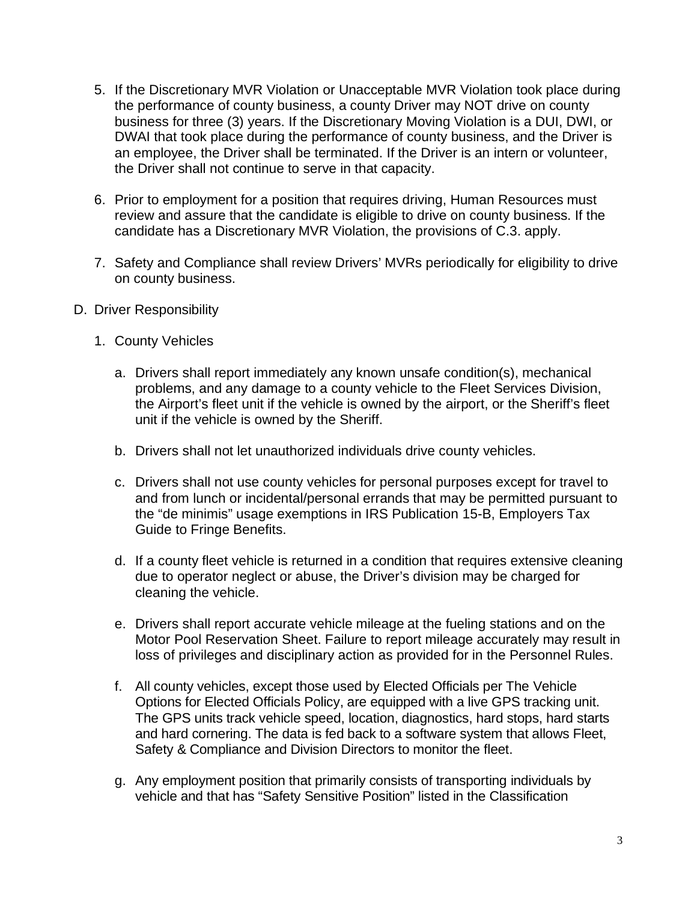5. If the Discretionary MVR Violation or Unacceptable MVR Violation took place during the performance of county business, a county Driver may NOT drive on county business for three (3) years. If the Discretionary Moving Violation is a DUI, DWI, or DWAI that took place during the performance of county business, and the Driver is an employee, the Driver shall be terminated. If the Driver is an intern or volunteer, the Driver shall not continue to serve in that capacity.

6. Prior to employment for a position that requires driving, Human Resources must review and assure that the candidate is eligible to drive on county business. If the candidate has a Discretionary MVR Violation, the provisions of C.3. apply.

7. Safety and Compliance shall review Drivers' MVRs periodically for eligibility to drive on county business.

D. Driver Responsibility

   1. County Vehicles

      a. Drivers shall report immediately any known unsafe condition(s), mechanical problems, and any damage to a county vehicle to the Fleet Services Division, the Airport's fleet unit if the vehicle is owned by the airport, or the Sheriff's fleet unit if the vehicle is owned by the Sheriff.

      b. Drivers shall not let unauthorized individuals drive county vehicles.

      c. Drivers shall not use county vehicles for personal purposes except for travel to and from lunch or incidental/personal errands that may be permitted pursuant to the "de minimis" usage exemptions in IRS Publication 15-B, Employers Tax Guide to Fringe Benefits.

      d. If a county fleet vehicle is returned in a condition that requires extensive cleaning due to operator neglect or abuse, the Driver's division may be charged for cleaning the vehicle.

      e. Drivers shall report accurate vehicle mileage at the fueling stations and on the Motor Pool Reservation Sheet. Failure to report mileage accurately may result in loss of privileges and disciplinary action as provided for in the Personnel Rules.

      f. All county vehicles, except those used by Elected Officials per The Vehicle Options for Elected Officials Policy, are equipped with a live GPS tracking unit. The GPS units track vehicle speed, location, diagnostics, hard stops, hard starts and hard cornering. The data is fed back to a software system that allows Fleet, Safety & Compliance and Division Directors to monitor the fleet.

      g. Any employment position that primarily consists of transporting individuals by vehicle and that has "Safety Sensitive Position" listed in the Classification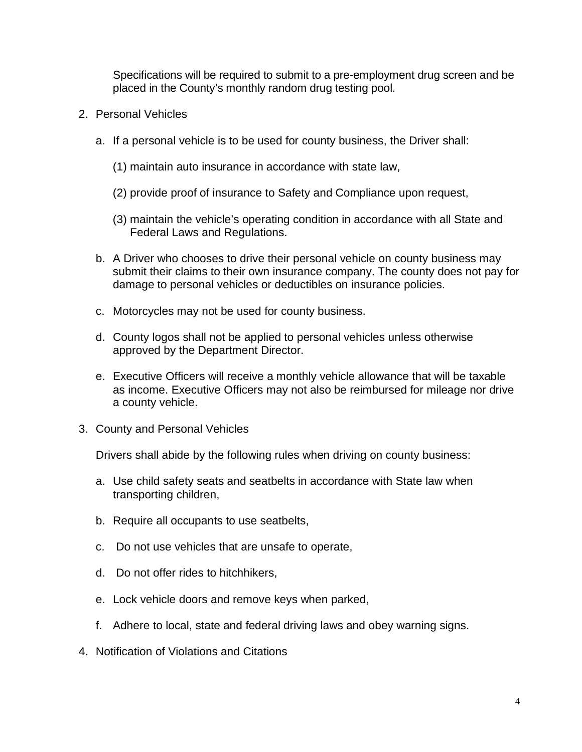Specifications will be required to submit to a pre-employment drug screen and be placed in the County's monthly random drug testing pool.

2. Personal Vehicles

   a. If a personal vehicle is to be used for county business, the Driver shall:

      (1) maintain auto insurance in accordance with state law,

      (2) provide proof of insurance to Safety and Compliance upon request,

      (3) maintain the vehicle's operating condition in accordance with all State and Federal Laws and Regulations.

   b. A Driver who chooses to drive their personal vehicle on county business may submit their claims to their own insurance company. The county does not pay for damage to personal vehicles or deductibles on insurance policies.

   c. Motorcycles may not be used for county business.

   d. County logos shall not be applied to personal vehicles unless otherwise approved by the Department Director.

   e. Executive Officers will receive a monthly vehicle allowance that will be taxable as income. Executive Officers may not also be reimbursed for mileage nor drive a county vehicle.

3. County and Personal Vehicles

   Drivers shall abide by the following rules when driving on county business:

   a. Use child safety seats and seatbelts in accordance with State law when transporting children,

   b. Require all occupants to use seatbelts,

   c. Do not use vehicles that are unsafe to operate,

   d. Do not offer rides to hitchhikers,

   e. Lock vehicle doors and remove keys when parked,

   f. Adhere to local, state and federal driving laws and obey warning signs.

4. Notification of Violations and Citations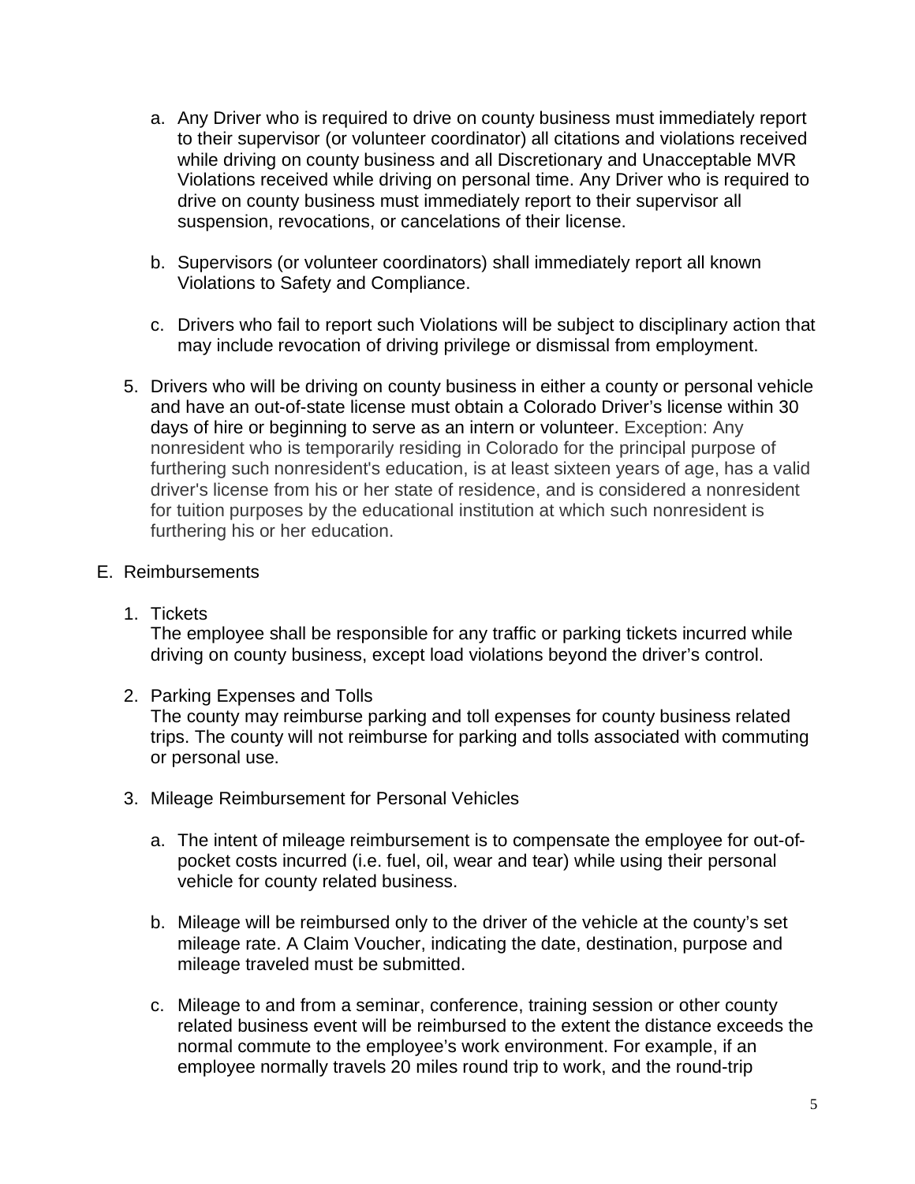a. Any Driver who is required to drive on county business must immediately report to their supervisor (or volunteer coordinator) all citations and violations received while driving on county business and all Discretionary and Unacceptable MVR Violations received while driving on personal time. Any Driver who is required to drive on county business must immediately report to their supervisor all suspension, revocations, or cancelations of their license.

b. Supervisors (or volunteer coordinators) shall immediately report all known Violations to Safety and Compliance.

c. Drivers who fail to report such Violations will be subject to disciplinary action that may include revocation of driving privilege or dismissal from employment.

5. Drivers who will be driving on county business in either a county or personal vehicle and have an out-of-state license must obtain a Colorado Driver's license within 30 days of hire or beginning to serve as an intern or volunteer. Exception: Any nonresident who is temporarily residing in Colorado for the principal purpose of furthering such nonresident's education, is at least sixteen years of age, has a valid driver's license from his or her state of residence, and is considered a nonresident for tuition purposes by the educational institution at which such nonresident is furthering his or her education.

E. Reimbursements

1. Tickets
   The employee shall be responsible for any traffic or parking tickets incurred while driving on county business, except load violations beyond the driver's control.

2. Parking Expenses and Tolls
   The county may reimburse parking and toll expenses for county business related trips. The county will not reimburse for parking and tolls associated with commuting or personal use.

3. Mileage Reimbursement for Personal Vehicles

   a. The intent of mileage reimbursement is to compensate the employee for out-of-pocket costs incurred (i.e. fuel, oil, wear and tear) while using their personal vehicle for county related business.

   b. Mileage will be reimbursed only to the driver of the vehicle at the county's set mileage rate. A Claim Voucher, indicating the date, destination, purpose and mileage traveled must be submitted.

   c. Mileage to and from a seminar, conference, training session or other county related business event will be reimbursed to the extent the distance exceeds the normal commute to the employee's work environment. For example, if an employee normally travels 20 miles round trip to work, and the round-trip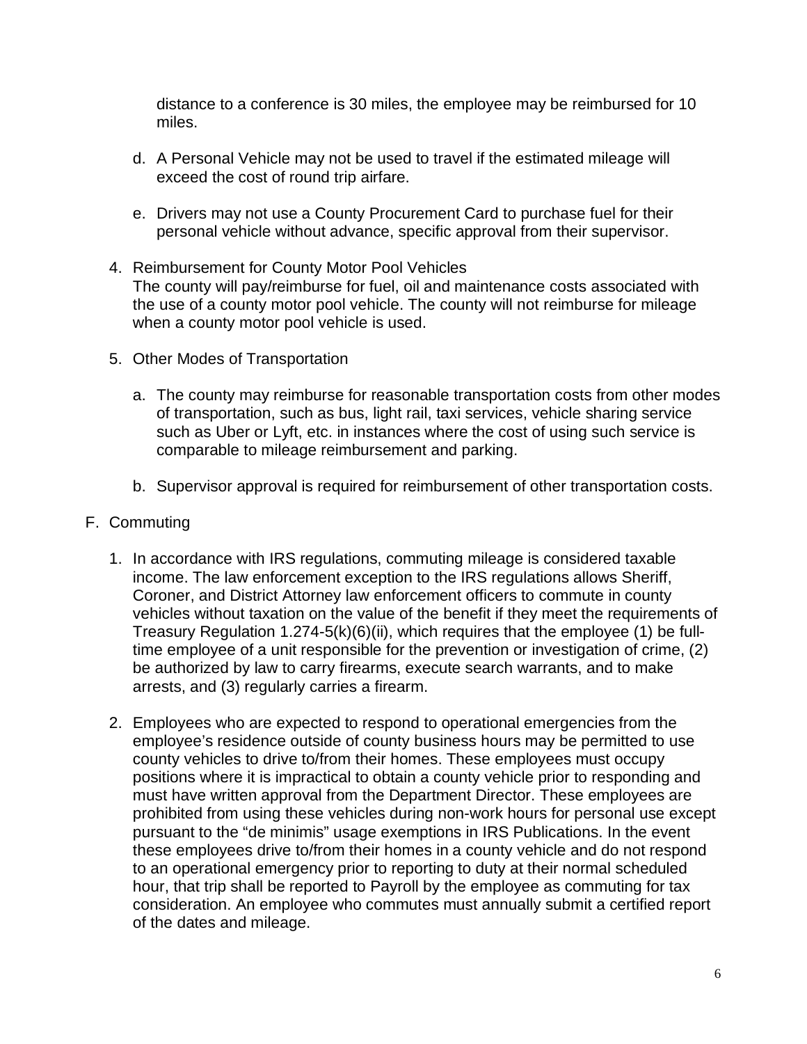distance to a conference is 30 miles, the employee may be reimbursed for 10 miles.

d. A Personal Vehicle may not be used to travel if the estimated mileage will exceed the cost of round trip airfare.

e. Drivers may not use a County Procurement Card to purchase fuel for their personal vehicle without advance, specific approval from their supervisor.

4. Reimbursement for County Motor Pool Vehicles
   The county will pay/reimburse for fuel, oil and maintenance costs associated with the use of a county motor pool vehicle. The county will not reimburse for mileage when a county motor pool vehicle is used.

5. Other Modes of Transportation

   a. The county may reimburse for reasonable transportation costs from other modes of transportation, such as bus, light rail, taxi services, vehicle sharing service such as Uber or Lyft, etc. in instances where the cost of using such service is comparable to mileage reimbursement and parking.

   b. Supervisor approval is required for reimbursement of other transportation costs.

F. Commuting

1. In accordance with IRS regulations, commuting mileage is considered taxable income. The law enforcement exception to the IRS regulations allows Sheriff, Coroner, and District Attorney law enforcement officers to commute in county vehicles without taxation on the value of the benefit if they meet the requirements of Treasury Regulation 1.274-5(k)(6)(ii), which requires that the employee (1) be full-time employee of a unit responsible for the prevention or investigation of crime, (2) be authorized by law to carry firearms, execute search warrants, and to make arrests, and (3) regularly carries a firearm.

2. Employees who are expected to respond to operational emergencies from the employee's residence outside of county business hours may be permitted to use county vehicles to drive to/from their homes. These employees must occupy positions where it is impractical to obtain a county vehicle prior to responding and must have written approval from the Department Director. These employees are prohibited from using these vehicles during non-work hours for personal use except pursuant to the "de minimis" usage exemptions in IRS Publications. In the event these employees drive to/from their homes in a county vehicle and do not respond to an operational emergency prior to reporting to duty at their normal scheduled hour, that trip shall be reported to Payroll by the employee as commuting for tax consideration. An employee who commutes must annually submit a certified report of the dates and mileage.